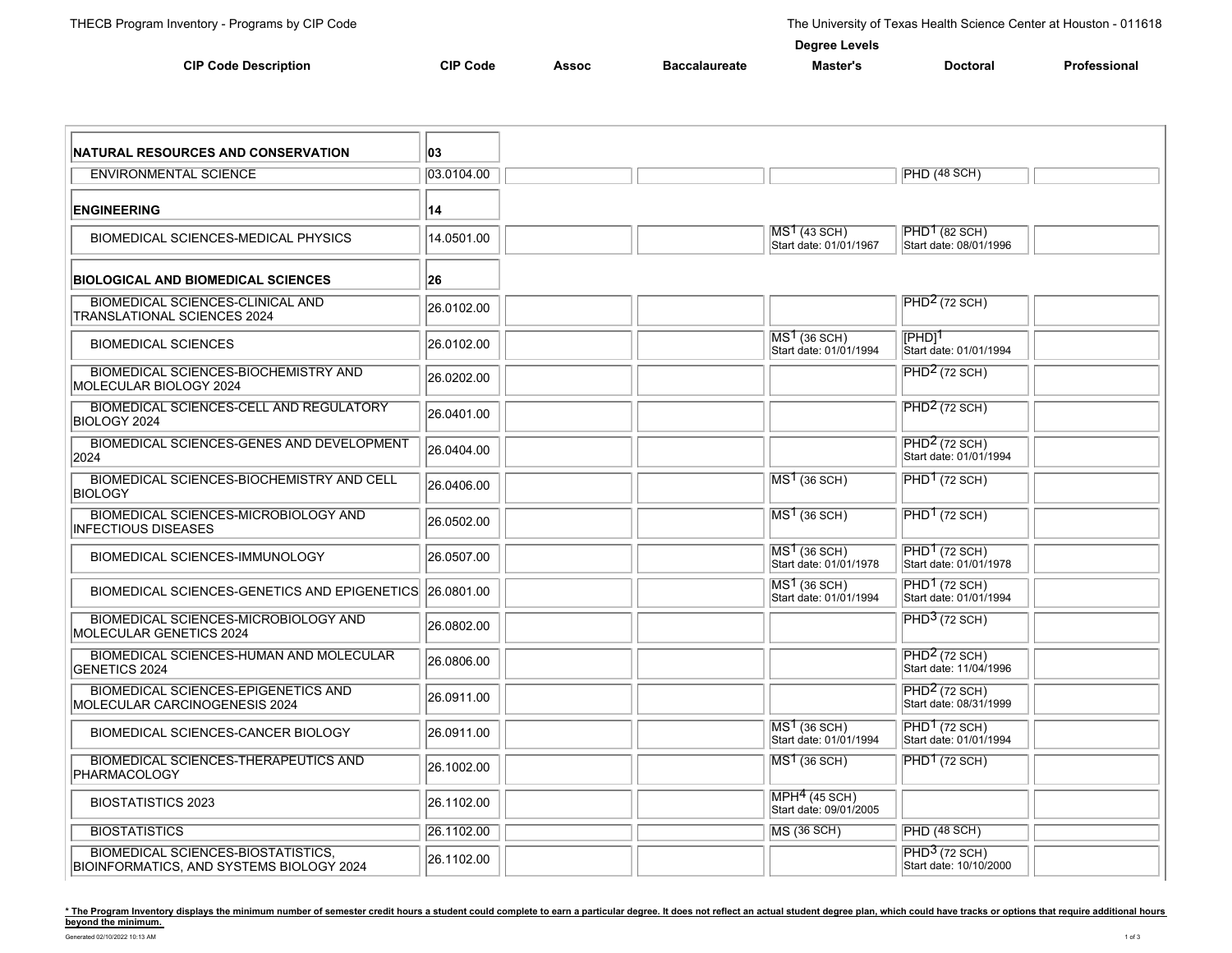THECB Program Inventory - Programs by CIP Code

The University of Texas Health Science Center at Houston - 011618

| CIP Code Description | CIP Code | Assoc | Baccalaureate | Master's | Doctoral | Professional |
|---|---|---|---|---|---|---|
| | | | | Degree Levels | | |
| **NATURAL RESOURCES AND CONSERVATION** | **03** | | | | | |
| ENVIRONMENTAL SCIENCE | 03.0104.00 | | | | PHD (48 SCH) | |
| **ENGINEERING** | **14** | | | | | |
| BIOMEDICAL SCIENCES-MEDICAL PHYSICS | 14.0501.00 | | | MS[1] (43 SCH) Start date: 01/01/1967 | PHD[1] (82 SCH) Start date: 08/01/1996 | |
| **BIOLOGICAL AND BIOMEDICAL SCIENCES** | **26** | | | | | |
| BIOMEDICAL SCIENCES-CLINICAL AND TRANSLATIONAL SCIENCES 2024 | 26.0102.00 | | | | PHD[2] (72 SCH) | |
| BIOMEDICAL SCIENCES | 26.0102.00 | | | MS[1] (36 SCH) Start date: 01/01/1994 | [PHD][1] Start date: 01/01/1994 | |
| BIOMEDICAL SCIENCES-BIOCHEMISTRY AND MOLECULAR BIOLOGY 2024 | 26.0202.00 | | | | PHD[2] (72 SCH) | |
| BIOMEDICAL SCIENCES-CELL AND REGULATORY BIOLOGY 2024 | 26.0401.00 | | | | PHD[2] (72 SCH) | |
| BIOMEDICAL SCIENCES-GENES AND DEVELOPMENT 2024 | 26.0404.00 | | | | PHD[2] (72 SCH) Start date: 01/01/1994 | |
| BIOMEDICAL SCIENCES-BIOCHEMISTRY AND CELL BIOLOGY | 26.0406.00 | | | MS[1] (36 SCH) | PHD[1] (72 SCH) | |
| BIOMEDICAL SCIENCES-MICROBIOLOGY AND INFECTIOUS DISEASES | 26.0502.00 | | | MS[1] (36 SCH) | PHD[1] (72 SCH) | |
| BIOMEDICAL SCIENCES-IMMUNOLOGY | 26.0507.00 | | | MS[1] (36 SCH) Start date: 01/01/1978 | PHD[1] (72 SCH) Start date: 01/01/1978 | |
| BIOMEDICAL SCIENCES-GENETICS AND EPIGENETICS | 26.0801.00 | | | MS[1] (36 SCH) Start date: 01/01/1994 | PHD[1] (72 SCH) Start date: 01/01/1994 | |
| BIOMEDICAL SCIENCES-MICROBIOLOGY AND MOLECULAR GENETICS 2024 | 26.0802.00 | | | | PHD[3] (72 SCH) | |
| BIOMEDICAL SCIENCES-HUMAN AND MOLECULAR GENETICS 2024 | 26.0806.00 | | | | PHD[2] (72 SCH) Start date: 11/04/1996 | |
| BIOMEDICAL SCIENCES-EPIGENETICS AND MOLECULAR CARCINOGENESIS 2024 | 26.0911.00 | | | | PHD[2] (72 SCH) Start date: 08/31/1999 | |
| BIOMEDICAL SCIENCES-CANCER BIOLOGY | 26.0911.00 | | | MS[1] (36 SCH) Start date: 01/01/1994 | PHD[1] (72 SCH) Start date: 01/01/1994 | |
| BIOMEDICAL SCIENCES-THERAPEUTICS AND PHARMACOLOGY | 26.1002.00 | | | MS[1] (36 SCH) | PHD[1] (72 SCH) | |
| BIOSTATISTICS 2023 | 26.1102.00 | | | MPH[4] (45 SCH) Start date: 09/01/2005 | | |
| BIOSTATISTICS | 26.1102.00 | | | MS (36 SCH) | PHD (48 SCH) | |
| BIOMEDICAL SCIENCES-BIOSTATISTICS, BIOINFORMATICS, AND SYSTEMS BIOLOGY 2024 | 26.1102.00 | | | | PHD[3] (72 SCH) Start date: 10/10/2000 | |

**_* The Program Inventory displays the minimum number of semester credit hours a student could complete to earn a particular degree. It does not reflect an actual student degree plan, which could have tracks or options that require additional hours beyond the minimum._**

Generated 02/10/2022 10:13 AM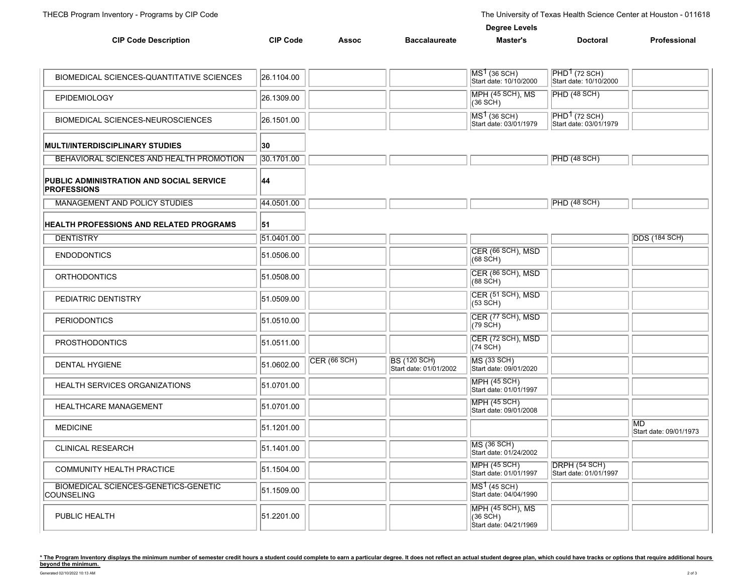| CIP Code Description | CIP Code | Assoc | Baccalaureate | Master's | Doctoral | Professional |
|---|---|---|---|---|---|---|
| BIOMEDICAL SCIENCES-QUANTITATIVE SCIENCES | 26.1104.00 | | | MS[1] (36 SCH) Start date: 10/10/2000 | PHD[1] (72 SCH) Start date: 10/10/2000 | |
| EPIDEMIOLOGY | 26.1309.00 | | | MPH (45 SCH), MS (36 SCH) | PHD (48 SCH) | |
| BIOMEDICAL SCIENCES-NEUROSCIENCES | 26.1501.00 | | | MS[1] (36 SCH) Start date: 03/01/1979 | PHD[1] (72 SCH) Start date: 03/01/1979 | |
| **MULTI/INTERDISCIPLINARY STUDIES** | **30** | | | | | |
| BEHAVIORAL SCIENCES AND HEALTH PROMOTION | 30.1701.00 | | | | PHD (48 SCH) | |
| **PUBLIC ADMINISTRATION AND SOCIAL SERVICE PROFESSIONS** | **44** | | | | | |
| MANAGEMENT AND POLICY STUDIES | 44.0501.00 | | | | PHD (48 SCH) | |
| **HEALTH PROFESSIONS AND RELATED PROGRAMS** | **51** | | | | | |
| DENTISTRY | 51.0401.00 | | | | | DDS (184 SCH) |
| ENDODONTICS | 51.0506.00 | | | CER (66 SCH), MSD (68 SCH) | | |
| ORTHODONTICS | 51.0508.00 | | | CER (86 SCH), MSD (88 SCH) | | |
| PEDIATRIC DENTISTRY | 51.0509.00 | | | CER (51 SCH), MSD (53 SCH) | | |
| PERIODONTICS | 51.0510.00 | | | CER (77 SCH), MSD (79 SCH) | | |
| PROSTHODONTICS | 51.0511.00 | | | CER (72 SCH), MSD (74 SCH) | | |
| DENTAL HYGIENE | 51.0602.00 | CER (66 SCH) | BS (120 SCH) Start date: 01/01/2002 | MS (33 SCH) Start date: 09/01/2020 | | |
| HEALTH SERVICES ORGANIZATIONS | 51.0701.00 | | | MPH (45 SCH) Start date: 01/01/1997 | | |
| HEALTHCARE MANAGEMENT | 51.0701.00 | | | MPH (45 SCH) Start date: 09/01/2008 | | |
| MEDICINE | 51.1201.00 | | | | | MD Start date: 09/01/1973 |
| CLINICAL RESEARCH | 51.1401.00 | | | MS (36 SCH) Start date: 01/24/2002 | | |
| COMMUNITY HEALTH PRACTICE | 51.1504.00 | | | MPH (45 SCH) Start date: 01/01/1997 | DRPH (54 SCH) Start date: 01/01/1997 | |
| BIOMEDICAL SCIENCES-GENETICS-GENETIC COUNSELING | 51.1509.00 | | | MS[1] (45 SCH) Start date: 04/04/1990 | | |
| PUBLIC HEALTH | 51.2201.00 | | | MPH (45 SCH), MS (36 SCH) Start date: 04/21/1969 | | |

**\* The Program Inventory displays the minimum number of semester credit hours a student could complete to earn a particular degree. It does not reflect an actual student degree plan, which could have tracks or options that require additional hours beyond the minimum.**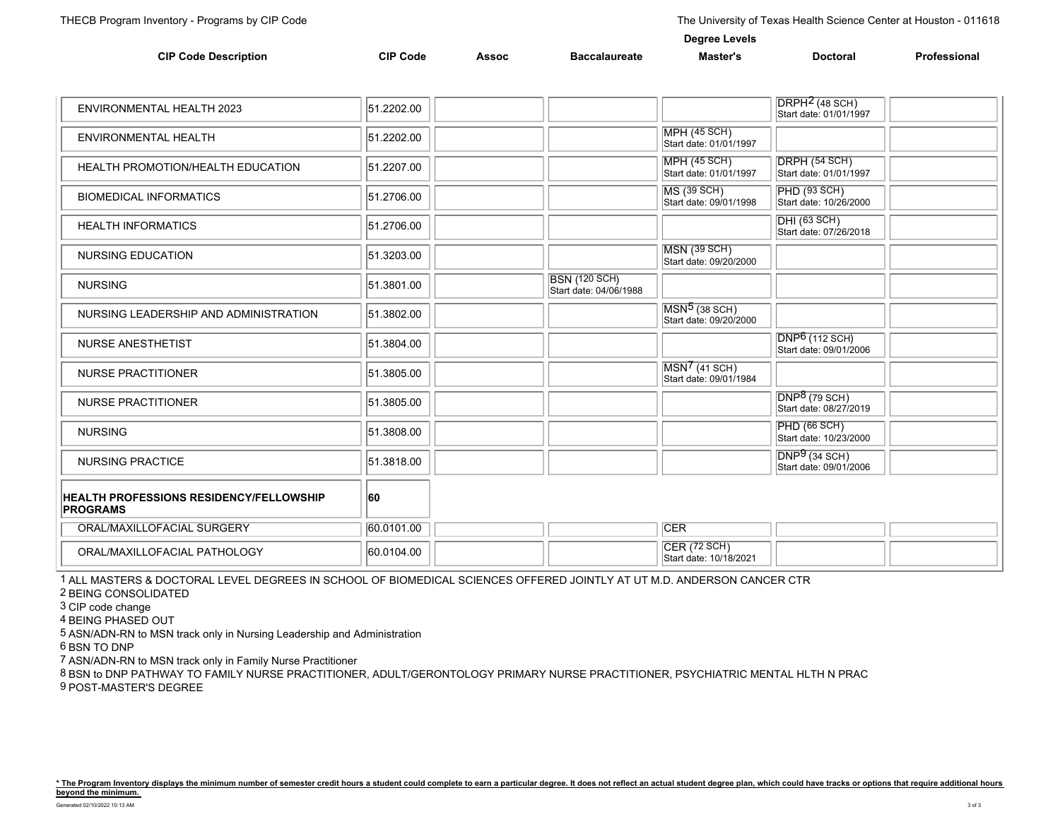| CIP Code Description | CIP Code | Assoc | Baccalaureate | Degree Levels Master's | Doctoral | Professional |
|---|---|---|---|---|---|---|
| ENVIRONMENTAL HEALTH 2023 | 51.2202.00 | | | | DRPH[2] (48 SCH) Start date: 01/01/1997 | |
| ENVIRONMENTAL HEALTH | 51.2202.00 | | | MPH (45 SCH) Start date: 01/01/1997 | | |
| HEALTH PROMOTION/HEALTH EDUCATION | 51.2207.00 | | | MPH (45 SCH) Start date: 01/01/1997 | DRPH (54 SCH) Start date: 01/01/1997 | |
| BIOMEDICAL INFORMATICS | 51.2706.00 | | | MS (39 SCH) Start date: 09/01/1998 | PHD (93 SCH) Start date: 10/26/2000 | |
| HEALTH INFORMATICS | 51.2706.00 | | | | DHI (63 SCH) Start date: 07/26/2018 | |
| NURSING EDUCATION | 51.3203.00 | | | MSN (39 SCH) Start date: 09/20/2000 | | |
| NURSING | 51.3801.00 | | BSN (120 SCH) Start date: 04/06/1988 | | | |
| NURSING LEADERSHIP AND ADMINISTRATION | 51.3802.00 | | | MSN[5] (38 SCH) Start date: 09/20/2000 | | |
| NURSE ANESTHETIST | 51.3804.00 | | | | DNP[6] (112 SCH) Start date: 09/01/2006 | |
| NURSE PRACTITIONER | 51.3805.00 | | | MSN[7] (41 SCH) Start date: 09/01/1984 | | |
| NURSE PRACTITIONER | 51.3805.00 | | | | DNP[8] (79 SCH) Start date: 08/27/2019 | |
| NURSING | 51.3808.00 | | | | PHD (66 SCH) Start date: 10/23/2000 | |
| NURSING PRACTICE | 51.3818.00 | | | | DNP[9] (34 SCH) Start date: 09/01/2006 | |
| **HEALTH PROFESSIONS RESIDENCY/FELLOWSHIP PROGRAMS** | **60** | | | | | |
| ORAL/MAXILLOFACIAL SURGERY | 60.0101.00 | | | CER | | |
| ORAL/MAXILLOFACIAL PATHOLOGY | 60.0104.00 | | | CER (72 SCH) Start date: 10/18/2021 | | |

1 ALL MASTERS & DOCTORAL LEVEL DEGREES IN SCHOOL OF BIOMEDICAL SCIENCES OFFERED JOINTLY AT UT M.D. ANDERSON CANCER CTR
2 BEING CONSOLIDATED
3 CIP code change
4 BEING PHASED OUT
5 ASN/ADN-RN to MSN track only in Nursing Leadership and Administration
6 BSN TO DNP
7 ASN/ADN-RN to MSN track only in Family Nurse Practitioner
8 BSN to DNP PATHWAY TO FAMILY NURSE PRACTITIONER, ADULT/GERONTOLOGY PRIMARY NURSE PRACTITIONER, PSYCHIATRIC MENTAL HLTH N PRAC
9 POST-MASTER'S DEGREE

**\* The Program Inventory displays the minimum number of semester credit hours a student could complete to earn a particular degree. It does not reflect an actual student degree plan, which could have tracks or options that require additional hours beyond the minimum.**

Generated 02/10/2022 10:13 AM